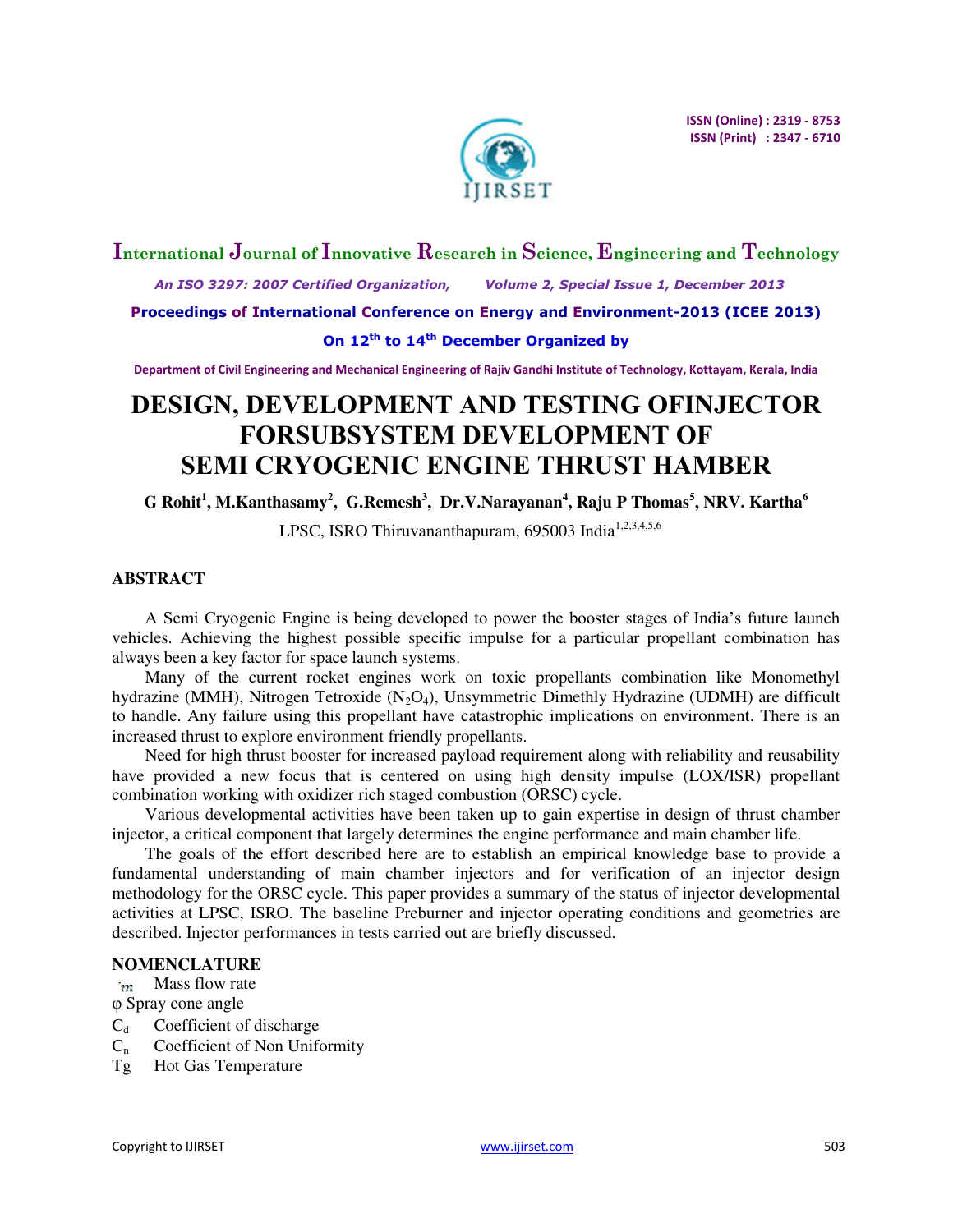# DESIGN, DEVELOPMENT AND TESTING OFINJECTOR FORSUBSYSTEM DEVELOPMENT OF SEMI CRYOGENIC ENGINE THRUST HAMBER

**G Rohit[1], M.Kanthasamy[2], G.Remesh[3], Dr.V.Narayanan[4], Raju P Thomas[5], NRV. Kartha[6]**

LPSC, ISRO Thiruvananthapuram, 695003 India[1,2,3,4,5,6]

## ABSTRACT

A Semi Cryogenic Engine is being developed to power the booster stages of India's future launch vehicles. Achieving the highest possible specific impulse for a particular propellant combination has always been a key factor for space launch systems.

Many of the current rocket engines work on toxic propellants combination like Monomethyl hydrazine (MMH), Nitrogen Tetroxide ($N_2O_4$), Unsymmetric Dimethly Hydrazine (UDMH) are difficult to handle. Any failure using this propellant have catastrophic implications on environment. There is an increased thrust to explore environment friendly propellants.

Need for high thrust booster for increased payload requirement along with reliability and reusability have provided a new focus that is centered on using high density impulse (LOX/ISR) propellant combination working with oxidizer rich staged combustion (ORSC) cycle.

Various developmental activities have been taken up to gain expertise in design of thrust chamber injector, a critical component that largely determines the engine performance and main chamber life.

The goals of the effort described here are to establish an empirical knowledge base to provide a fundamental understanding of main chamber injectors and for verification of an injector design methodology for the ORSC cycle. This paper provides a summary of the status of injector developmental activities at LPSC, ISRO. The baseline Preburner and injector operating conditions and geometries are described. Injector performances in tests carried out are briefly discussed.

## NOMENCLATURE

$\dot{m}$ Mass flow rate

$\varphi$ Spray cone angle

$C_d$ Coefficient of discharge

$C_n$ Coefficient of Non Uniformity

Tg Hot Gas Temperature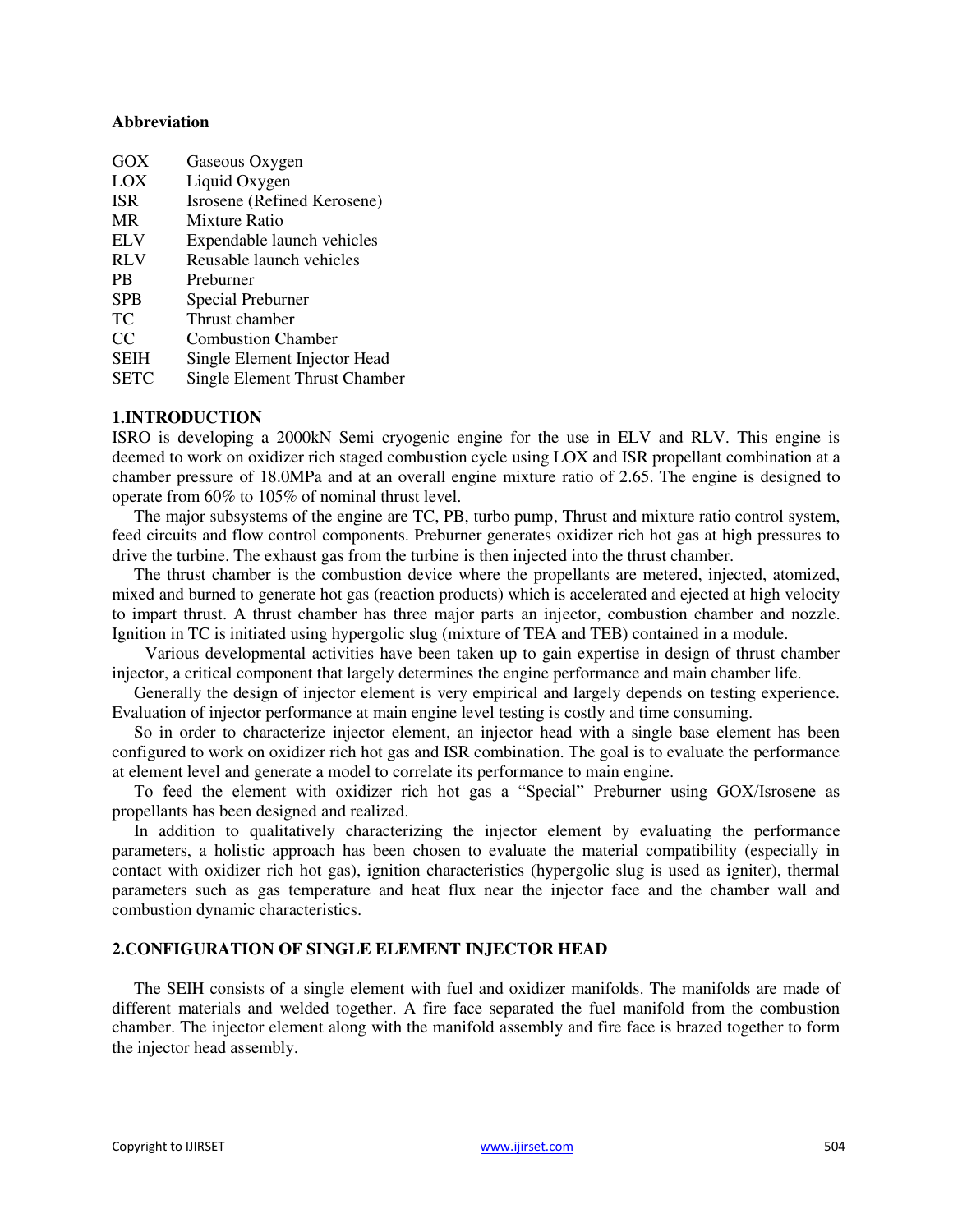**Abbreviation**

| | |
|---|---|
| GOX | Gaseous Oxygen |
| LOX | Liquid Oxygen |
| ISR | Isrosene (Refined Kerosene) |
| MR | Mixture Ratio |
| ELV | Expendable launch vehicles |
| RLV | Reusable launch vehicles |
| PB | Preburner |
| SPB | Special Preburner |
| TC | Thrust chamber |
| CC | Combustion Chamber |
| SEIH | Single Element Injector Head |
| SETC | Single Element Thrust Chamber |

## 1.INTRODUCTION

ISRO is developing a 2000kN Semi cryogenic engine for the use in ELV and RLV. This engine is deemed to work on oxidizer rich staged combustion cycle using LOX and ISR propellant combination at a chamber pressure of 18.0MPa and at an overall engine mixture ratio of 2.65. The engine is designed to operate from 60% to 105% of nominal thrust level.

The major subsystems of the engine are TC, PB, turbo pump, Thrust and mixture ratio control system, feed circuits and flow control components. Preburner generates oxidizer rich hot gas at high pressures to drive the turbine. The exhaust gas from the turbine is then injected into the thrust chamber.

The thrust chamber is the combustion device where the propellants are metered, injected, atomized, mixed and burned to generate hot gas (reaction products) which is accelerated and ejected at high velocity to impart thrust. A thrust chamber has three major parts an injector, combustion chamber and nozzle. Ignition in TC is initiated using hypergolic slug (mixture of TEA and TEB) contained in a module.

Various developmental activities have been taken up to gain expertise in design of thrust chamber injector, a critical component that largely determines the engine performance and main chamber life.

Generally the design of injector element is very empirical and largely depends on testing experience. Evaluation of injector performance at main engine level testing is costly and time consuming.

So in order to characterize injector element, an injector head with a single base element has been configured to work on oxidizer rich hot gas and ISR combination. The goal is to evaluate the performance at element level and generate a model to correlate its performance to main engine.

To feed the element with oxidizer rich hot gas a "Special" Preburner using GOX/Isrosene as propellants has been designed and realized.

In addition to qualitatively characterizing the injector element by evaluating the performance parameters, a holistic approach has been chosen to evaluate the material compatibility (especially in contact with oxidizer rich hot gas), ignition characteristics (hypergolic slug is used as igniter), thermal parameters such as gas temperature and heat flux near the injector face and the chamber wall and combustion dynamic characteristics.

## 2.CONFIGURATION OF SINGLE ELEMENT INJECTOR HEAD

The SEIH consists of a single element with fuel and oxidizer manifolds. The manifolds are made of different materials and welded together. A fire face separated the fuel manifold from the combustion chamber. The injector element along with the manifold assembly and fire face is brazed together to form the injector head assembly.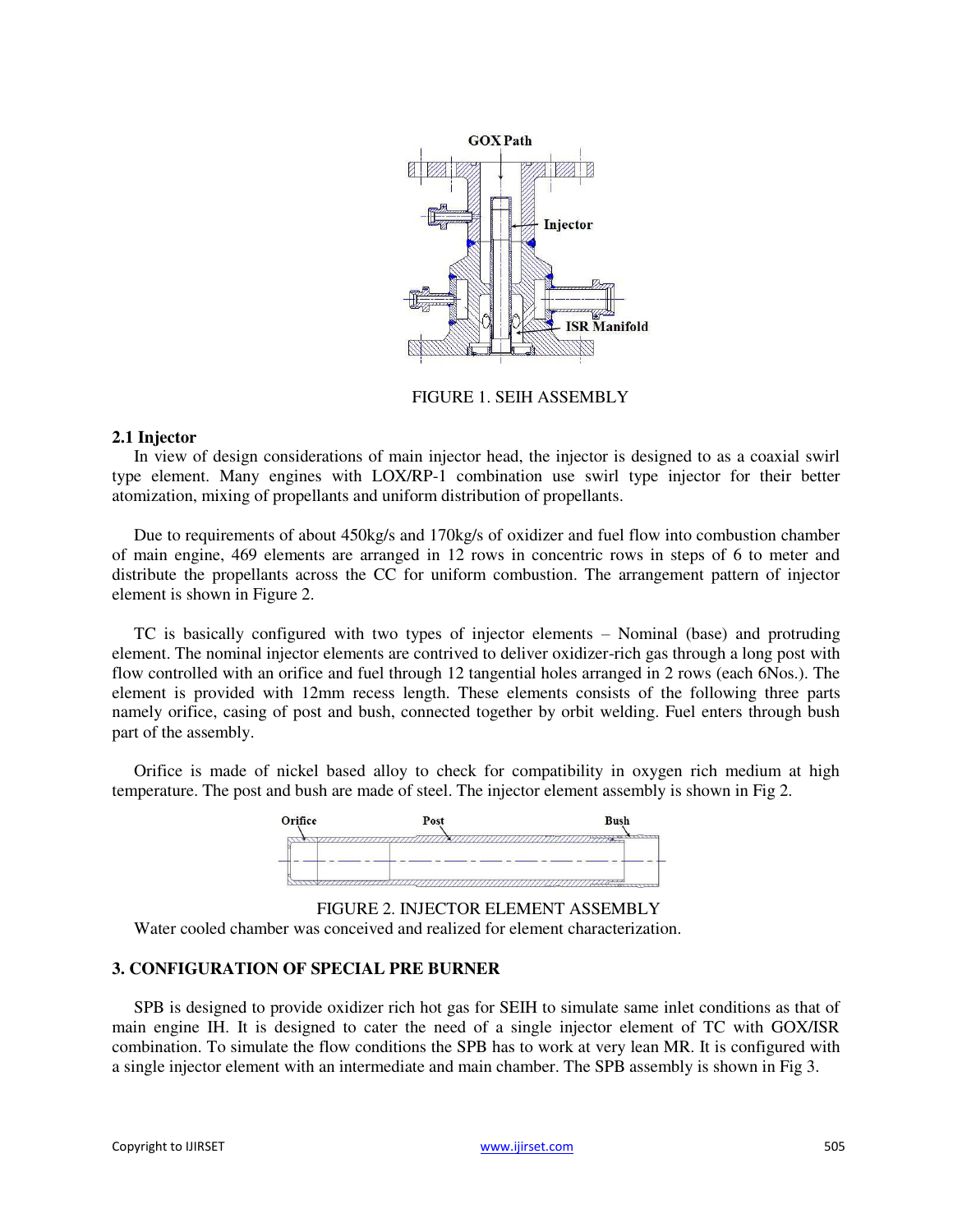FIGURE 1. SEIH ASSEMBLY

### 2.1 Injector

In view of design considerations of main injector head, the injector is designed to as a coaxial swirl type element. Many engines with LOX/RP-1 combination use swirl type injector for their better atomization, mixing of propellants and uniform distribution of propellants.

Due to requirements of about 450kg/s and 170kg/s of oxidizer and fuel flow into combustion chamber of main engine, 469 elements are arranged in 12 rows in concentric rows in steps of 6 to meter and distribute the propellants across the CC for uniform combustion. The arrangement pattern of injector element is shown in Figure 2.

TC is basically configured with two types of injector elements – Nominal (base) and protruding element. The nominal injector elements are contrived to deliver oxidizer-rich gas through a long post with flow controlled with an orifice and fuel through 12 tangential holes arranged in 2 rows (each 6Nos.). The element is provided with 12mm recess length. These elements consists of the following three parts namely orifice, casing of post and bush, connected together by orbit welding. Fuel enters through bush part of the assembly.

Orifice is made of nickel based alloy to check for compatibility in oxygen rich medium at high temperature. The post and bush are made of steel. The injector element assembly is shown in Fig 2.

FIGURE 2. INJECTOR ELEMENT ASSEMBLY

Water cooled chamber was conceived and realized for element characterization.

## 3. CONFIGURATION OF SPECIAL PRE BURNER

SPB is designed to provide oxidizer rich hot gas for SEIH to simulate same inlet conditions as that of main engine IH. It is designed to cater the need of a single injector element of TC with GOX/ISR combination. To simulate the flow conditions the SPB has to work at very lean MR. It is configured with a single injector element with an intermediate and main chamber. The SPB assembly is shown in Fig 3.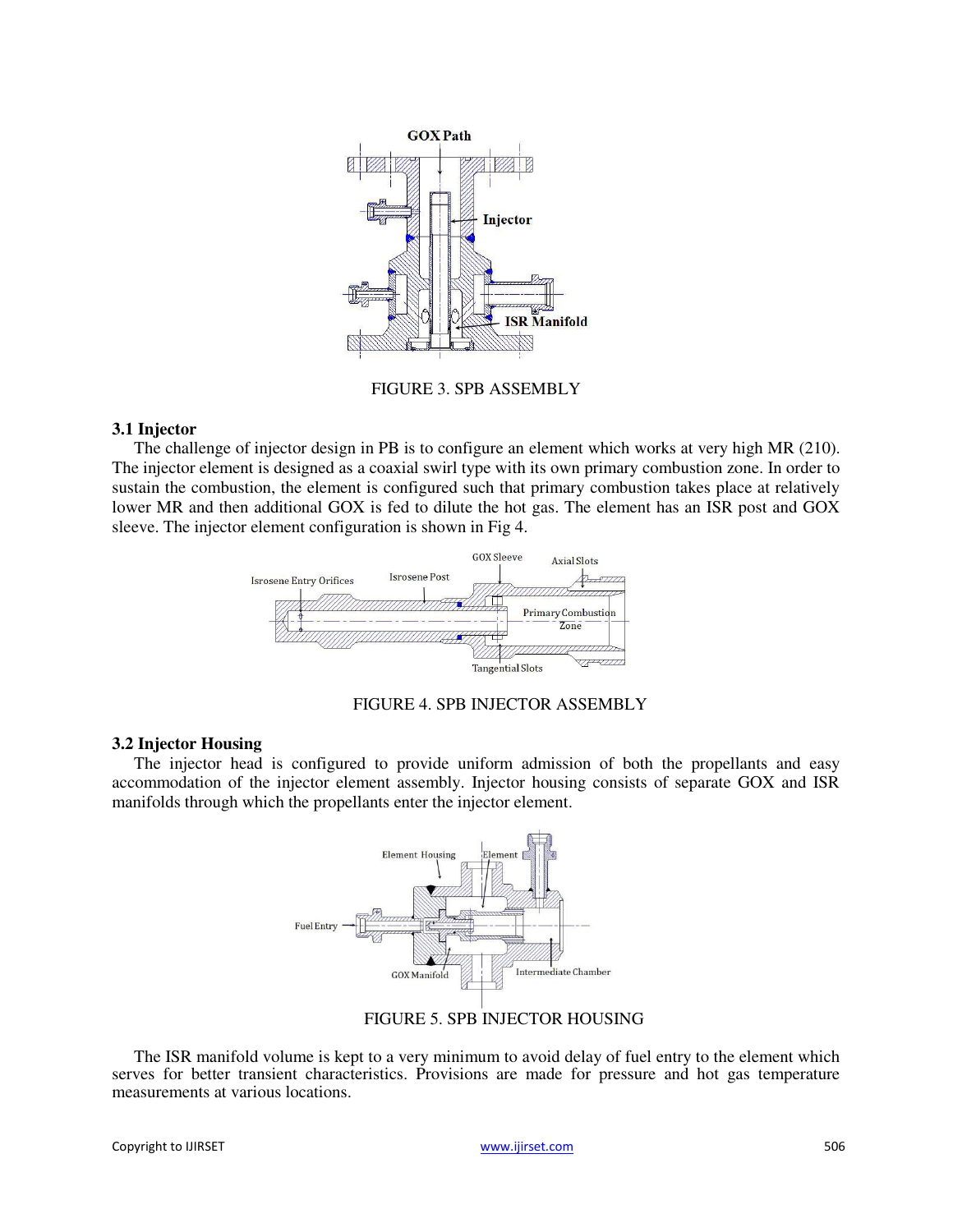FIGURE 3. SPB ASSEMBLY

### 3.1 Injector

The challenge of injector design in PB is to configure an element which works at very high MR (210). The injector element is designed as a coaxial swirl type with its own primary combustion zone. In order to sustain the combustion, the element is configured such that primary combustion takes place at relatively lower MR and then additional GOX is fed to dilute the hot gas. The element has an ISR post and GOX sleeve. The injector element configuration is shown in Fig 4.

FIGURE 4. SPB INJECTOR ASSEMBLY

### 3.2 Injector Housing

The injector head is configured to provide uniform admission of both the propellants and easy accommodation of the injector element assembly. Injector housing consists of separate GOX and ISR manifolds through which the propellants enter the injector element.

FIGURE 5. SPB INJECTOR HOUSING

The ISR manifold volume is kept to a very minimum to avoid delay of fuel entry to the element which serves for better transient characteristics. Provisions are made for pressure and hot gas temperature measurements at various locations.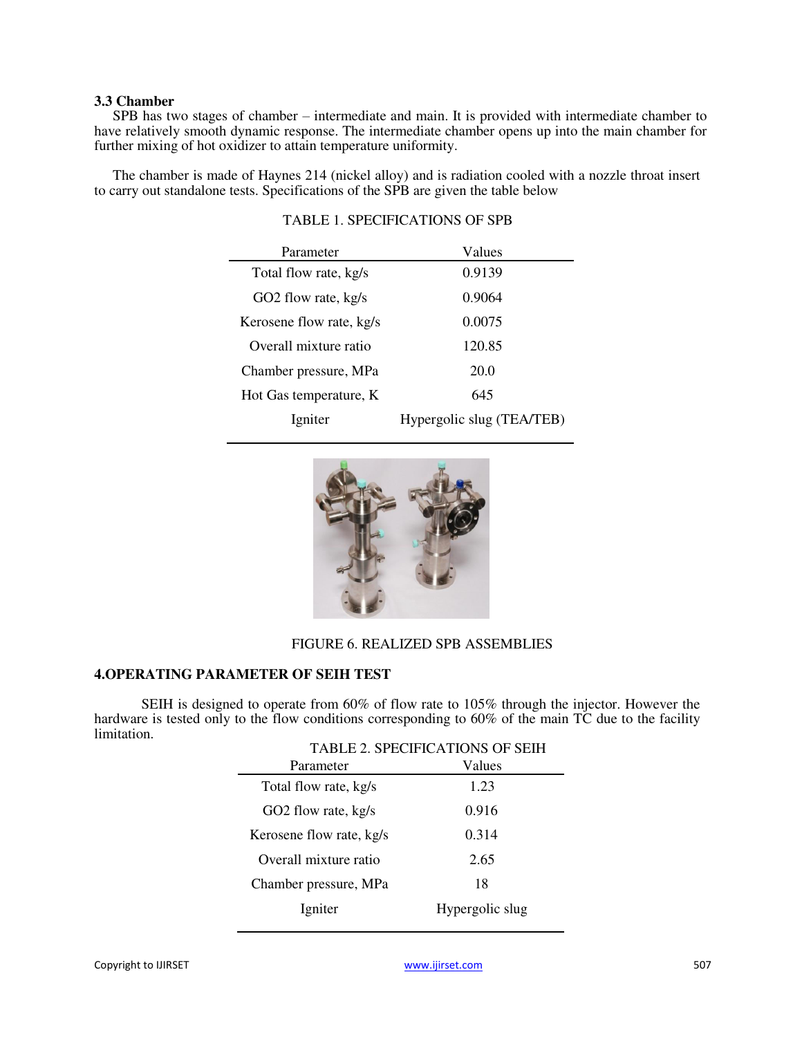### 3.3 Chamber

SPB has two stages of chamber – intermediate and main. It is provided with intermediate chamber to have relatively smooth dynamic response. The intermediate chamber opens up into the main chamber for further mixing of hot oxidizer to attain temperature uniformity.

The chamber is made of Haynes 214 (nickel alloy) and is radiation cooled with a nozzle throat insert to carry out standalone tests. Specifications of the SPB are given the table below

TABLE 1. SPECIFICATIONS OF SPB

| Parameter | Values |
|---|---|
| Total flow rate, kg/s | 0.9139 |
| GO2 flow rate, kg/s | 0.9064 |
| Kerosene flow rate, kg/s | 0.0075 |
| Overall mixture ratio | 120.85 |
| Chamber pressure, MPa | 20.0 |
| Hot Gas temperature, K | 645 |
| Igniter | Hypergolic slug (TEA/TEB) |

FIGURE 6. REALIZED SPB ASSEMBLIES

## 4.OPERATING PARAMETER OF SEIH TEST

SEIH is designed to operate from 60% of flow rate to 105% through the injector. However the hardware is tested only to the flow conditions corresponding to 60% of the main TC due to the facility limitation.

TABLE 2. SPECIFICATIONS OF SEIH

| Parameter | Values |
|---|---|
| Total flow rate, kg/s | 1.23 |
| GO2 flow rate, kg/s | 0.916 |
| Kerosene flow rate, kg/s | 0.314 |
| Overall mixture ratio | 2.65 |
| Chamber pressure, MPa | 18 |
| Igniter | Hypergolic slug |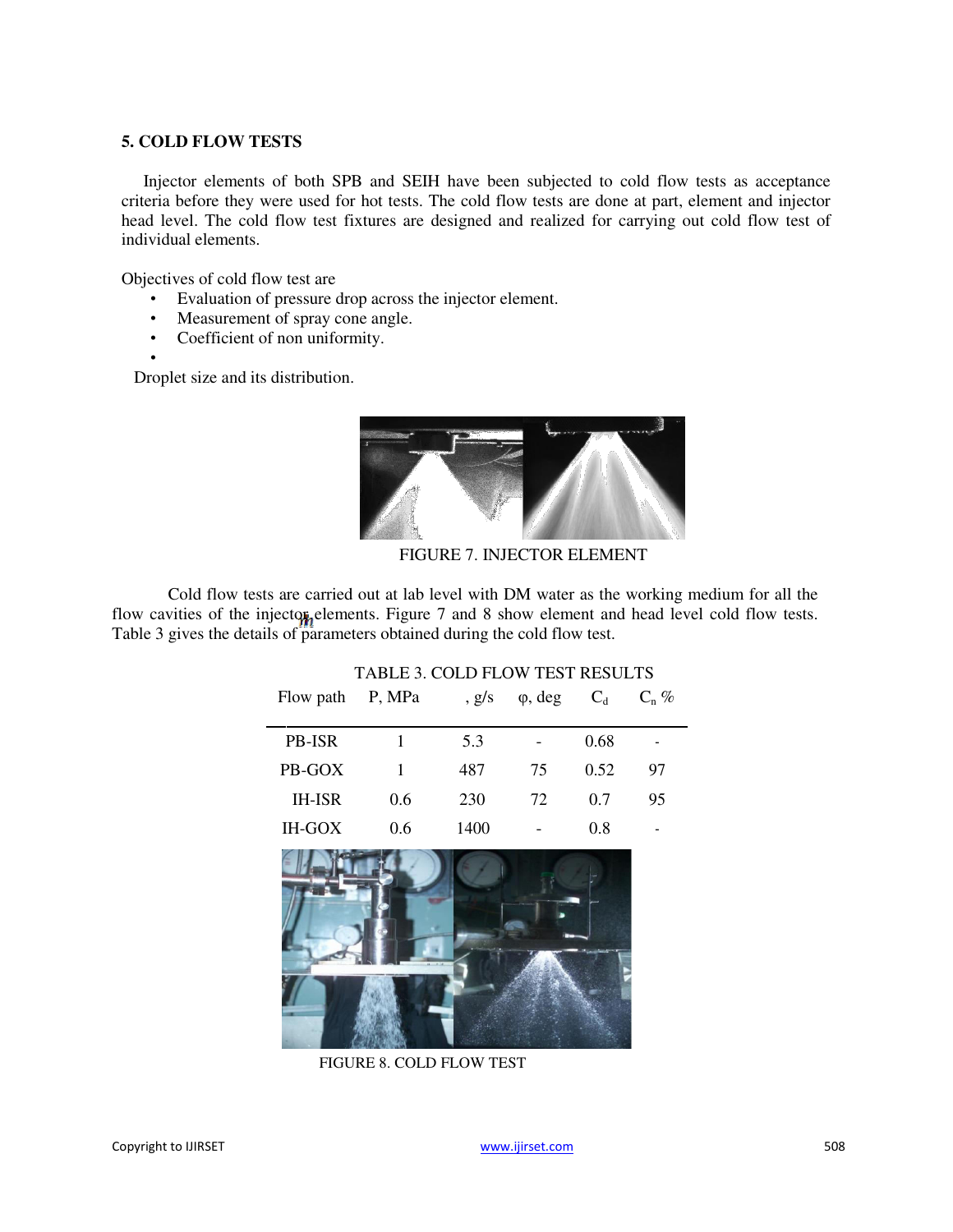## 5. COLD FLOW TESTS

Injector elements of both SPB and SEIH have been subjected to cold flow tests as acceptance criteria before they were used for hot tests. The cold flow tests are done at part, element and injector head level. The cold flow test fixtures are designed and realized for carrying out cold flow test of individual elements.

Objectives of cold flow test are

- Evaluation of pressure drop across the injector element.
- Measurement of spray cone angle.
- Coefficient of non uniformity.
- Droplet size and its distribution.

FIGURE 7. INJECTOR ELEMENT

Cold flow tests are carried out at lab level with DM water as the working medium for all the flow cavities of the injector elements. Figure 7 and 8 show element and head level cold flow tests. Table 3 gives the details of parameters obtained during the cold flow test.

TABLE 3. COLD FLOW TEST RESULTS

| Flow path | P, MPa | $\dot{m}$, g/s | φ, deg | $C_d$ | $C_n$ % |
|---|---|---|---|---|---|
| PB-ISR | 1 | 5.3 | - | 0.68 | - |
| PB-GOX | 1 | 487 | 75 | 0.52 | 97 |
| IH-ISR | 0.6 | 230 | 72 | 0.7 | 95 |
| IH-GOX | 0.6 | 1400 | - | 0.8 | - |

FIGURE 8. COLD FLOW TEST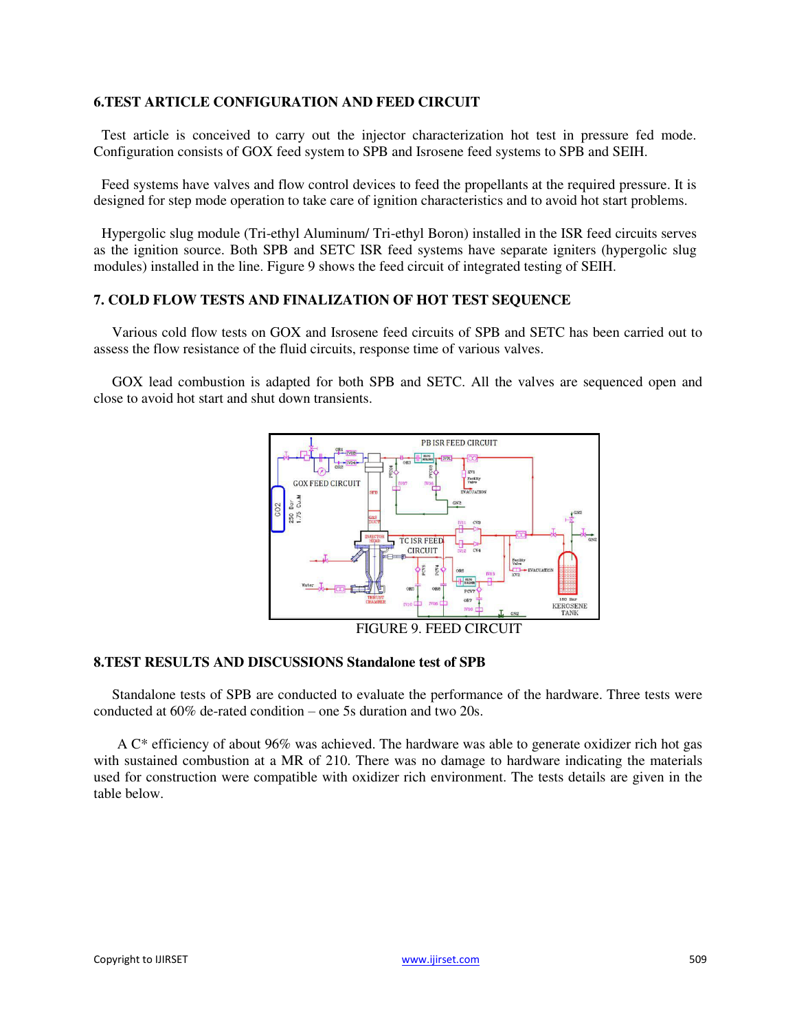## 6.TEST ARTICLE CONFIGURATION AND FEED CIRCUIT

Test article is conceived to carry out the injector characterization hot test in pressure fed mode. Configuration consists of GOX feed system to SPB and Isrosene feed systems to SPB and SEIH.

Feed systems have valves and flow control devices to feed the propellants at the required pressure. It is designed for step mode operation to take care of ignition characteristics and to avoid hot start problems.

Hypergolic slug module (Tri-ethyl Aluminum/ Tri-ethyl Boron) installed in the ISR feed circuits serves as the ignition source. Both SPB and SETC ISR feed systems have separate igniters (hypergolic slug modules) installed in the line. Figure 9 shows the feed circuit of integrated testing of SEIH.

## 7. COLD FLOW TESTS AND FINALIZATION OF HOT TEST SEQUENCE

Various cold flow tests on GOX and Isrosene feed circuits of SPB and SETC has been carried out to assess the flow resistance of the fluid circuits, response time of various valves.

GOX lead combustion is adapted for both SPB and SETC. All the valves are sequenced open and close to avoid hot start and shut down transients.

FIGURE 9. FEED CIRCUIT

## 8.TEST RESULTS AND DISCUSSIONS Standalone test of SPB

Standalone tests of SPB are conducted to evaluate the performance of the hardware. Three tests were conducted at 60% de-rated condition – one 5s duration and two 20s.

A C* efficiency of about 96% was achieved. The hardware was able to generate oxidizer rich hot gas with sustained combustion at a MR of 210. There was no damage to hardware indicating the materials used for construction were compatible with oxidizer rich environment. The tests details are given in the table below.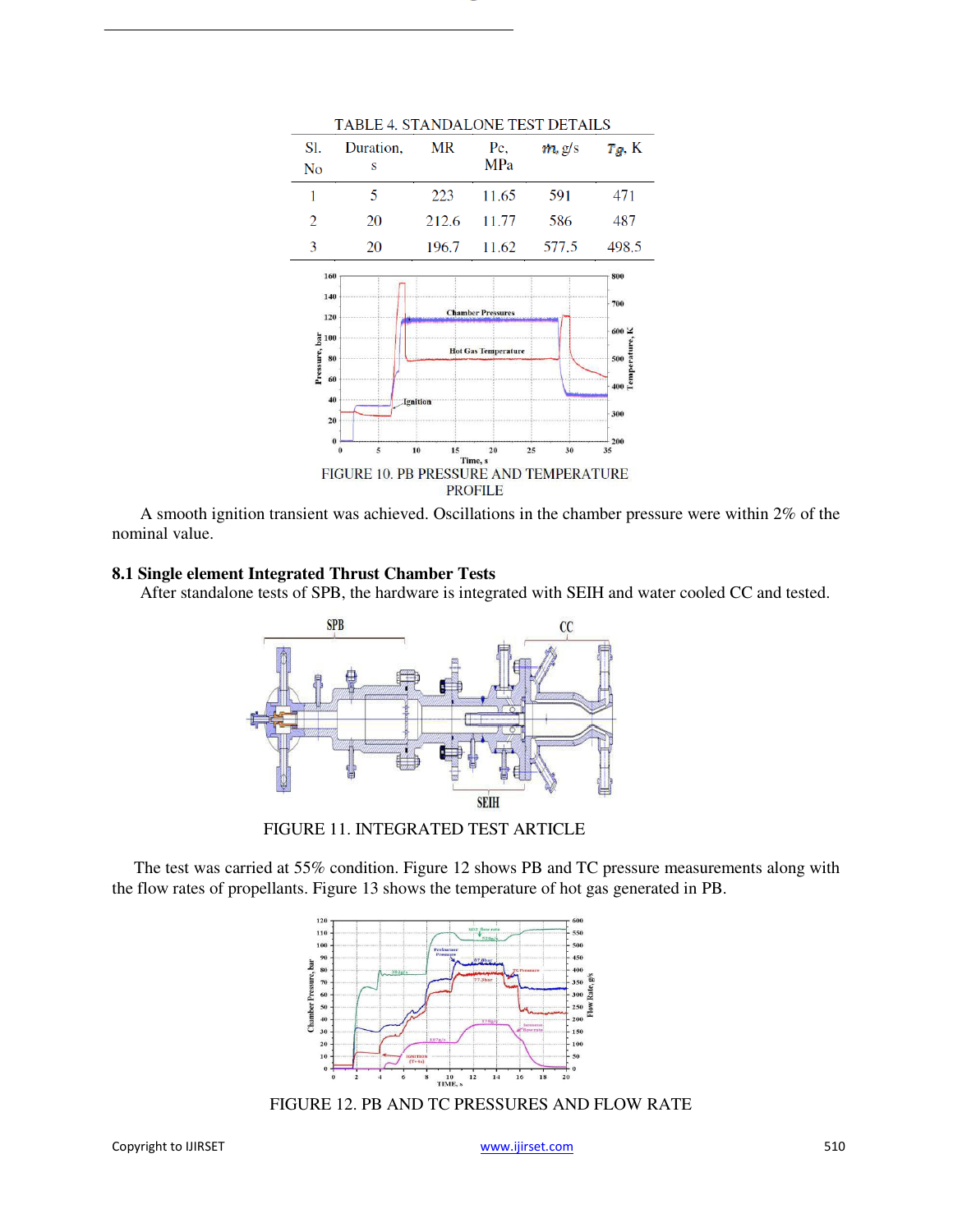TABLE 4. STANDALONE TEST DETAILS

| Sl. No | Duration, s | MR | Pc, MPa | $\dot{m}$, g/s | $T_g$, K |
|---|---|---|---|---|---|
| 1 | 5 | 223 | 11.65 | 591 | 471 |
| 2 | 20 | 212.6 | 11.77 | 586 | 487 |
| 3 | 20 | 196.7 | 11.62 | 577.5 | 498.5 |

FIGURE 10. PB PRESSURE AND TEMPERATURE PROFILE

A smooth ignition transient was achieved. Oscillations in the chamber pressure were within 2% of the nominal value.

### 8.1 Single element Integrated Thrust Chamber Tests

After standalone tests of SPB, the hardware is integrated with SEIH and water cooled CC and tested.

FIGURE 11. INTEGRATED TEST ARTICLE

The test was carried at 55% condition. Figure 12 shows PB and TC pressure measurements along with the flow rates of propellants. Figure 13 shows the temperature of hot gas generated in PB.

FIGURE 12. PB AND TC PRESSURES AND FLOW RATE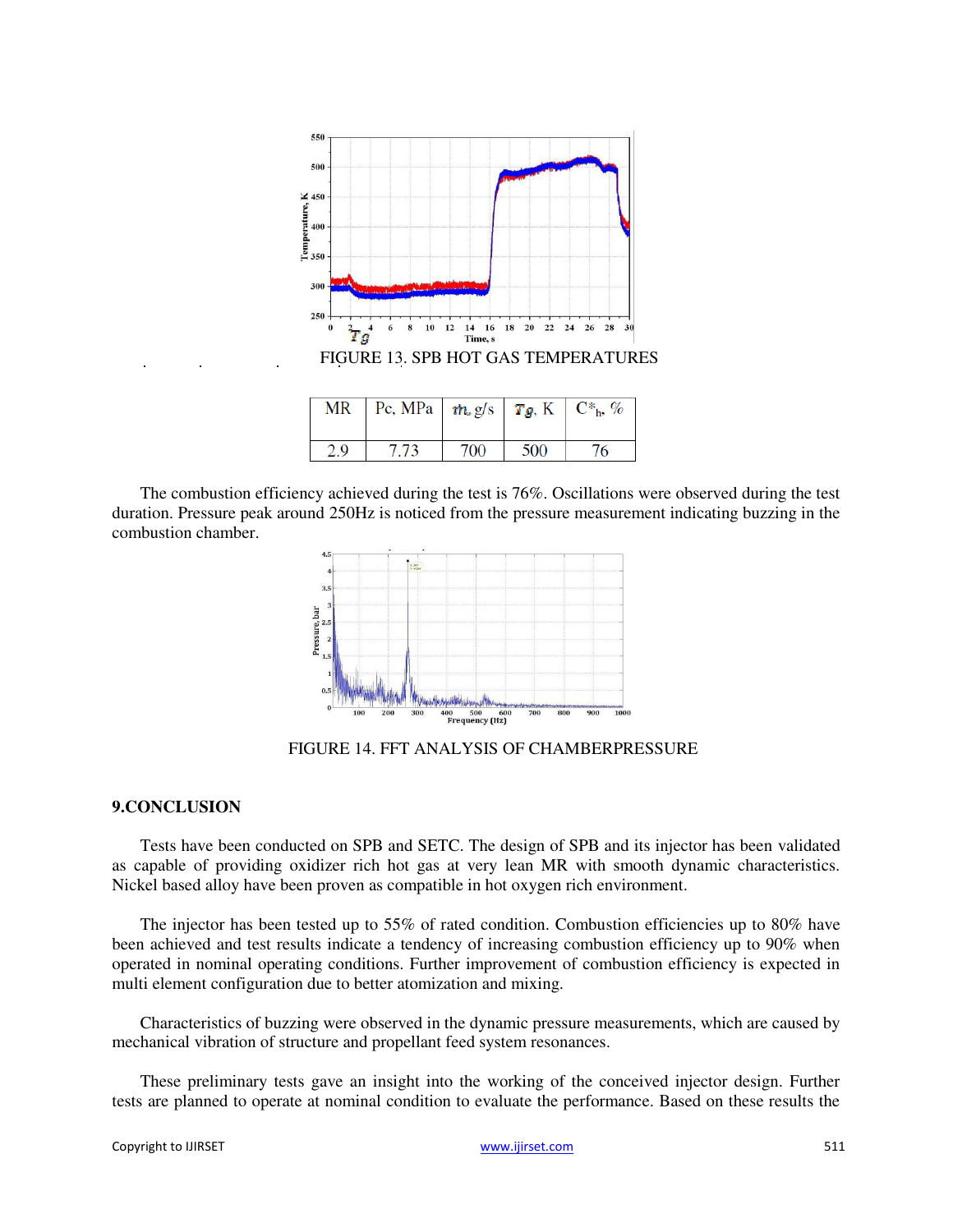FIGURE 13. SPB HOT GAS TEMPERATURES

| MR | Pc, MPa | $\dot{m}$, g/s | $T_g$, K | $C^*_h$, % |
|---|---|---|---|---|
| 2.9 | 7.73 | 700 | 500 | 76 |

The combustion efficiency achieved during the test is 76%. Oscillations were observed during the test duration. Pressure peak around 250Hz is noticed from the pressure measurement indicating buzzing in the combustion chamber.

FIGURE 14. FFT ANALYSIS OF CHAMBERPRESSURE

## 9.CONCLUSION

Tests have been conducted on SPB and SETC. The design of SPB and its injector has been validated as capable of providing oxidizer rich hot gas at very lean MR with smooth dynamic characteristics. Nickel based alloy have been proven as compatible in hot oxygen rich environment.

The injector has been tested up to 55% of rated condition. Combustion efficiencies up to 80% have been achieved and test results indicate a tendency of increasing combustion efficiency up to 90% when operated in nominal operating conditions. Further improvement of combustion efficiency is expected in multi element configuration due to better atomization and mixing.

Characteristics of buzzing were observed in the dynamic pressure measurements, which are caused by mechanical vibration of structure and propellant feed system resonances.

These preliminary tests gave an insight into the working of the conceived injector design. Further tests are planned to operate at nominal condition to evaluate the performance. Based on these results the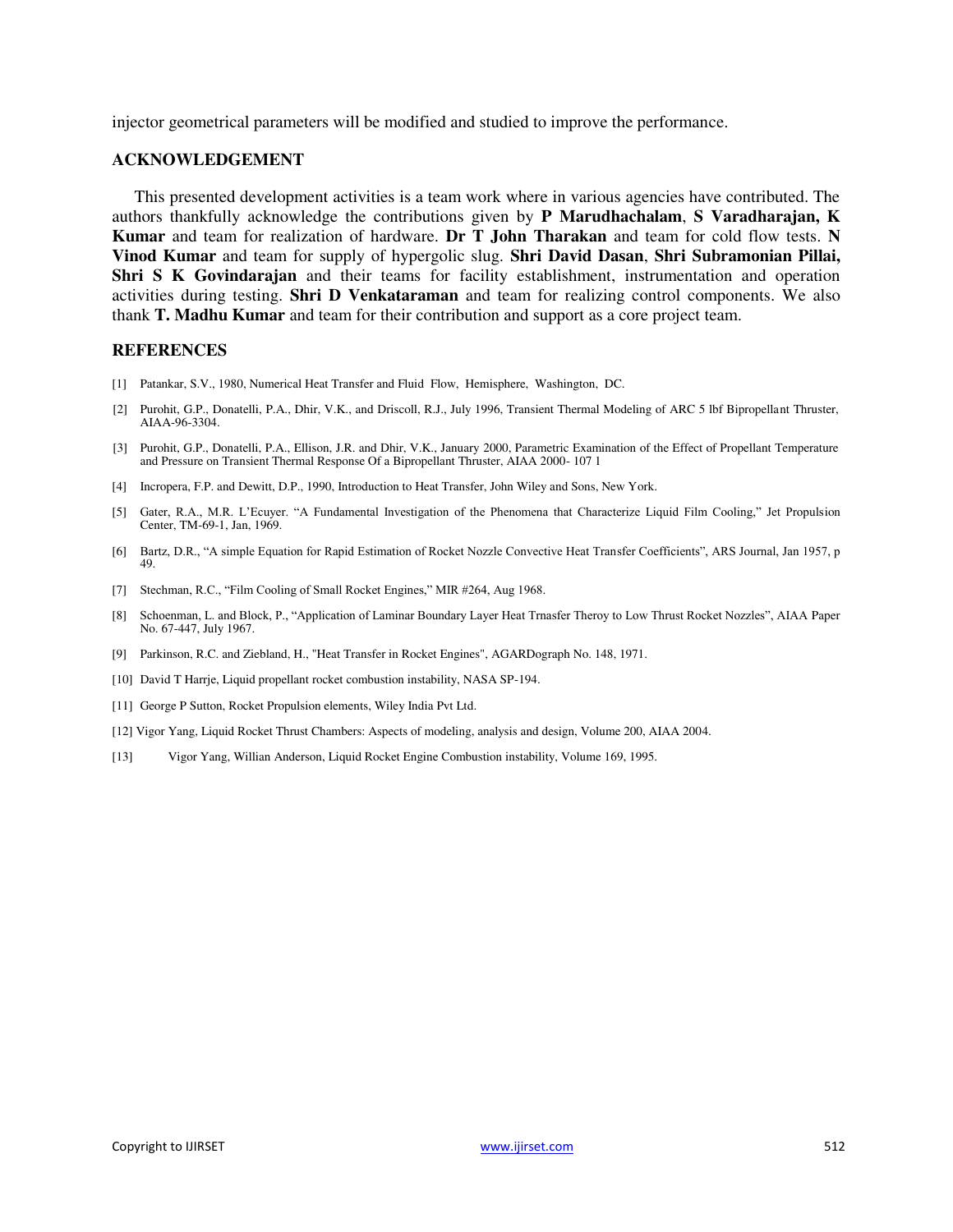injector geometrical parameters will be modified and studied to improve the performance.

## ACKNOWLEDGEMENT

This presented development activities is a team work where in various agencies have contributed. The authors thankfully acknowledge the contributions given by **P Marudhachalam**, **S Varadharajan, K Kumar** and team for realization of hardware. **Dr T John Tharakan** and team for cold flow tests. **N Vinod Kumar** and team for supply of hypergolic slug. **Shri David Dasan**, **Shri Subramonian Pillai, Shri S K Govindarajan** and their teams for facility establishment, instrumentation and operation activities during testing. **Shri D Venkataraman** and team for realizing control components. We also thank **T. Madhu Kumar** and team for their contribution and support as a core project team.

## REFERENCES

[1] Patankar, S.V., 1980, Numerical Heat Transfer and Fluid Flow, Hemisphere, Washington, DC.

[2] Purohit, G.P., Donatelli, P.A., Dhir, V.K., and Driscoll, R.J., July 1996, Transient Thermal Modeling of ARC 5 lbf Bipropellant Thruster, AIAA-96-3304.

[3] Purohit, G.P., Donatelli, P.A., Ellison, J.R. and Dhir, V.K., January 2000, Parametric Examination of the Effect of Propellant Temperature and Pressure on Transient Thermal Response Of a Bipropellant Thruster, AIAA 2000- 107 1

[4] Incropera, F.P. and Dewitt, D.P., 1990, Introduction to Heat Transfer, John Wiley and Sons, New York.

[5] Gater, R.A., M.R. L'Ecuyer. "A Fundamental Investigation of the Phenomena that Characterize Liquid Film Cooling," Jet Propulsion Center, TM-69-1, Jan, 1969.

[6] Bartz, D.R., "A simple Equation for Rapid Estimation of Rocket Nozzle Convective Heat Transfer Coefficients", ARS Journal, Jan 1957, p 49.

[7] Stechman, R.C., "Film Cooling of Small Rocket Engines," MIR #264, Aug 1968.

[8] Schoenman, L. and Block, P., "Application of Laminar Boundary Layer Heat Trnasfer Theroy to Low Thrust Rocket Nozzles", AIAA Paper No. 67-447, July 1967.

[9] Parkinson, R.C. and Ziebland, H., "Heat Transfer in Rocket Engines", AGARDograph No. 148, 1971.

[10] David T Harrje, Liquid propellant rocket combustion instability, NASA SP-194.

[11] George P Sutton, Rocket Propulsion elements, Wiley India Pvt Ltd.

[12] Vigor Yang, Liquid Rocket Thrust Chambers: Aspects of modeling, analysis and design, Volume 200, AIAA 2004.

[13] Vigor Yang, Willian Anderson, Liquid Rocket Engine Combustion instability, Volume 169, 1995.